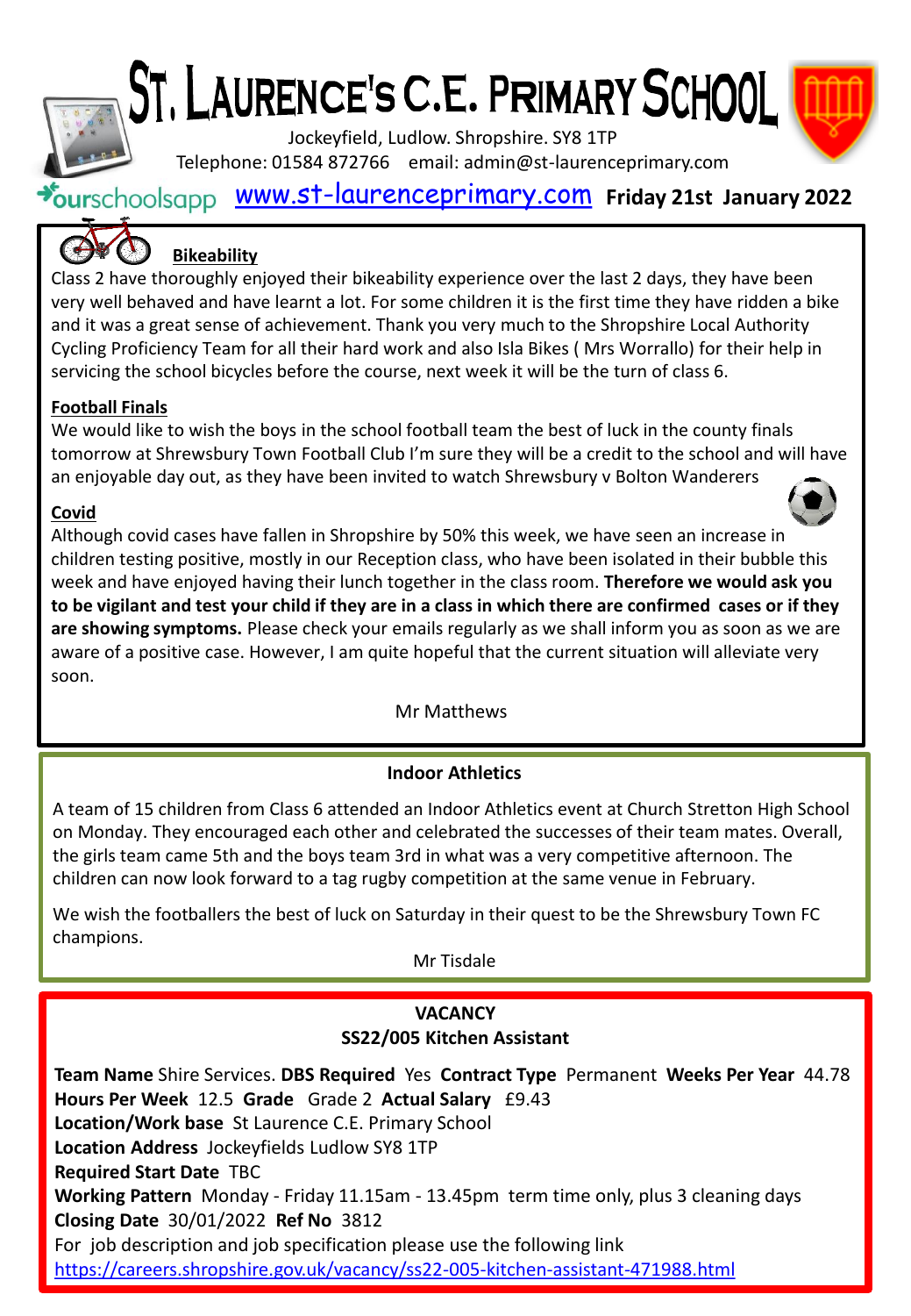# ST. LAURENCE'S C.E. PRIMARY SCHOOL

Jockeyfield, Ludlow. Shropshire. SY8 1TP
Telephone: 01584 872766 email: admin@st-laurenceprimary.com

ourschoolsapp www.st-laurenceprimary.com **Friday 21st January 2022**

**Bikeability**

Class 2 have thoroughly enjoyed their bikeability experience over the last 2 days, they have been very well behaved and have learnt a lot. For some children it is the first time they have ridden a bike and it was a great sense of achievement. Thank you very much to the Shropshire Local Authority Cycling Proficiency Team for all their hard work and also Isla Bikes ( Mrs Worrallo) for their help in servicing the school bicycles before the course, next week it will be the turn of class 6.

**Football Finals**

We would like to wish the boys in the school football team the best of luck in the county finals tomorrow at Shrewsbury Town Football Club I'm sure they will be a credit to the school and will have an enjoyable day out, as they have been invited to watch Shrewsbury v Bolton Wanderers

**Covid**

Although covid cases have fallen in Shropshire by 50% this week, we have seen an increase in children testing positive, mostly in our Reception class, who have been isolated in their bubble this week and have enjoyed having their lunch together in the class room. **Therefore we would ask you to be vigilant and test your child if they are in a class in which there are confirmed cases or if they are showing symptoms.** Please check your emails regularly as we shall inform you as soon as we are aware of a positive case. However, I am quite hopeful that the current situation will alleviate very soon.

Mr Matthews

**Indoor Athletics**

A team of 15 children from Class 6 attended an Indoor Athletics event at Church Stretton High School on Monday. They encouraged each other and celebrated the successes of their team mates. Overall, the girls team came 5th and the boys team 3rd in what was a very competitive afternoon. The children can now look forward to a tag rugby competition at the same venue in February.

We wish the footballers the best of luck on Saturday in their quest to be the Shrewsbury Town FC champions.

Mr Tisdale

**VACANCY**
**SS22/005 Kitchen Assistant**

**Team Name** Shire Services. **DBS Required** Yes **Contract Type** Permanent **Weeks Per Year** 44.78
**Hours Per Week** 12.5 **Grade** Grade 2 **Actual Salary** £9.43
**Location/Work base** St Laurence C.E. Primary School
**Location Address** Jockeyfields Ludlow SY8 1TP
**Required Start Date** TBC
**Working Pattern** Monday - Friday 11.15am - 13.45pm term time only, plus 3 cleaning days
**Closing Date** 30/01/2022 **Ref No** 3812
For job description and job specification please use the following link
https://careers.shropshire.gov.uk/vacancy/ss22-005-kitchen-assistant-471988.html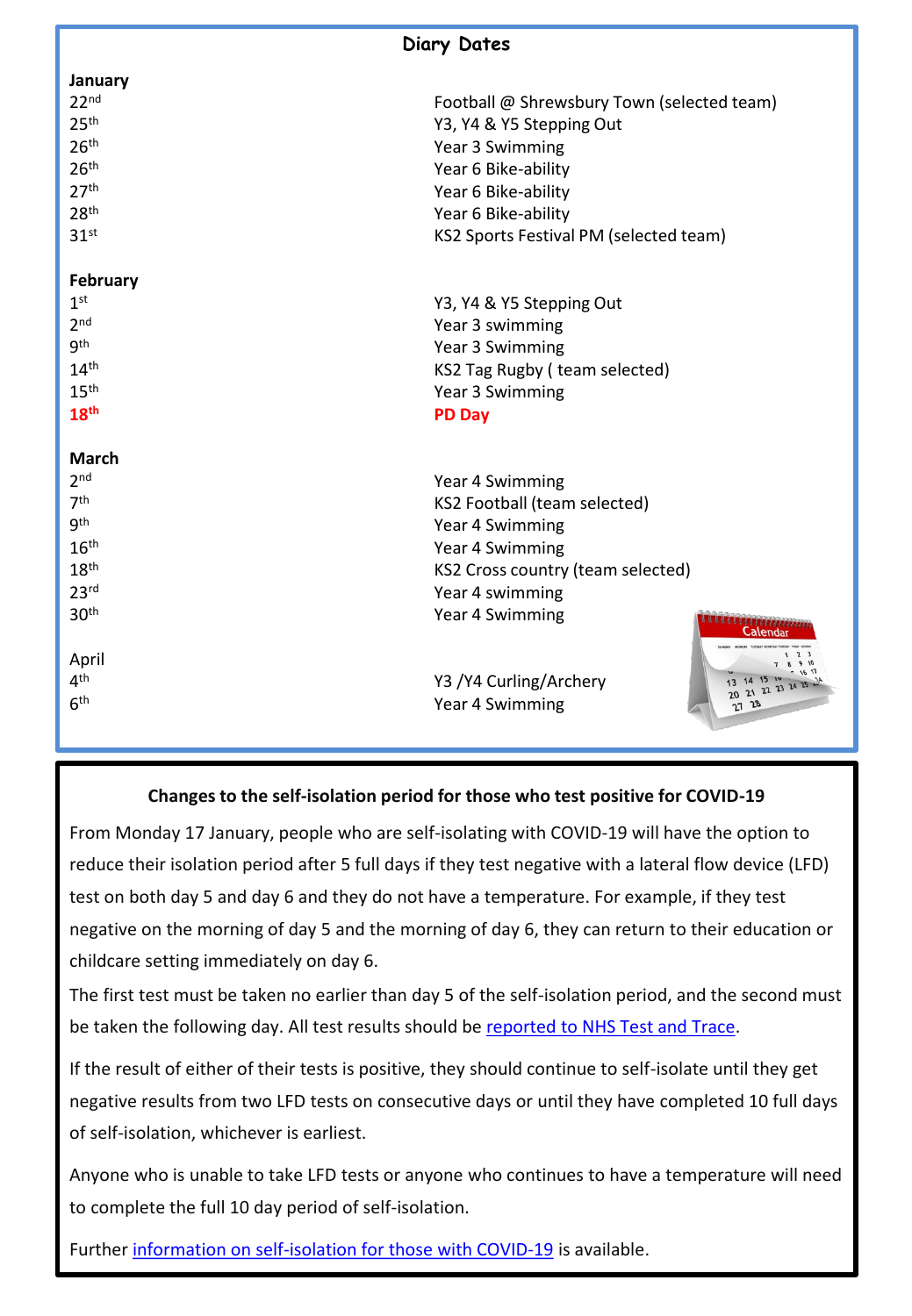## Diary Dates

**January**

| | |
|---|---|
| 22nd | Football @ Shrewsbury Town (selected team) |
| 25th | Y3, Y4 & Y5 Stepping Out |
| 26th | Year 3 Swimming |
| 26th | Year 6 Bike-ability |
| 27th | Year 6 Bike-ability |
| 28th | Year 6 Bike-ability |
| 31st | KS2 Sports Festival PM (selected team) |

**February**

| | |
|---|---|
| 1st | Y3, Y4 & Y5 Stepping Out |
| 2nd | Year 3 swimming |
| 9th | Year 3 Swimming |
| 14th | KS2 Tag Rugby ( team selected) |
| 15th | Year 3 Swimming |
| **18th** | **PD Day** |

**March**

| | |
|---|---|
| 2nd | Year 4 Swimming |
| 7th | KS2 Football (team selected) |
| 9th | Year 4 Swimming |
| 16th | Year 4 Swimming |
| 18th | KS2 Cross country (team selected) |
| 23rd | Year 4 swimming |
| 30th | Year 4 Swimming |

April

| | |
|---|---|
| 4th | Y3 /Y4 Curling/Archery |
| 6th | Year 4 Swimming |

**Changes to the self-isolation period for those who test positive for COVID-19**

From Monday 17 January, people who are self-isolating with COVID-19 will have the option to reduce their isolation period after 5 full days if they test negative with a lateral flow device (LFD) test on both day 5 and day 6 and they do not have a temperature. For example, if they test negative on the morning of day 5 and the morning of day 6, they can return to their education or childcare setting immediately on day 6.

The first test must be taken no earlier than day 5 of the self-isolation period, and the second must be taken the following day. All test results should be reported to NHS Test and Trace.

If the result of either of their tests is positive, they should continue to self-isolate until they get negative results from two LFD tests on consecutive days or until they have completed 10 full days of self-isolation, whichever is earliest.

Anyone who is unable to take LFD tests or anyone who continues to have a temperature will need to complete the full 10 day period of self-isolation.

Further information on self-isolation for those with COVID-19 is available.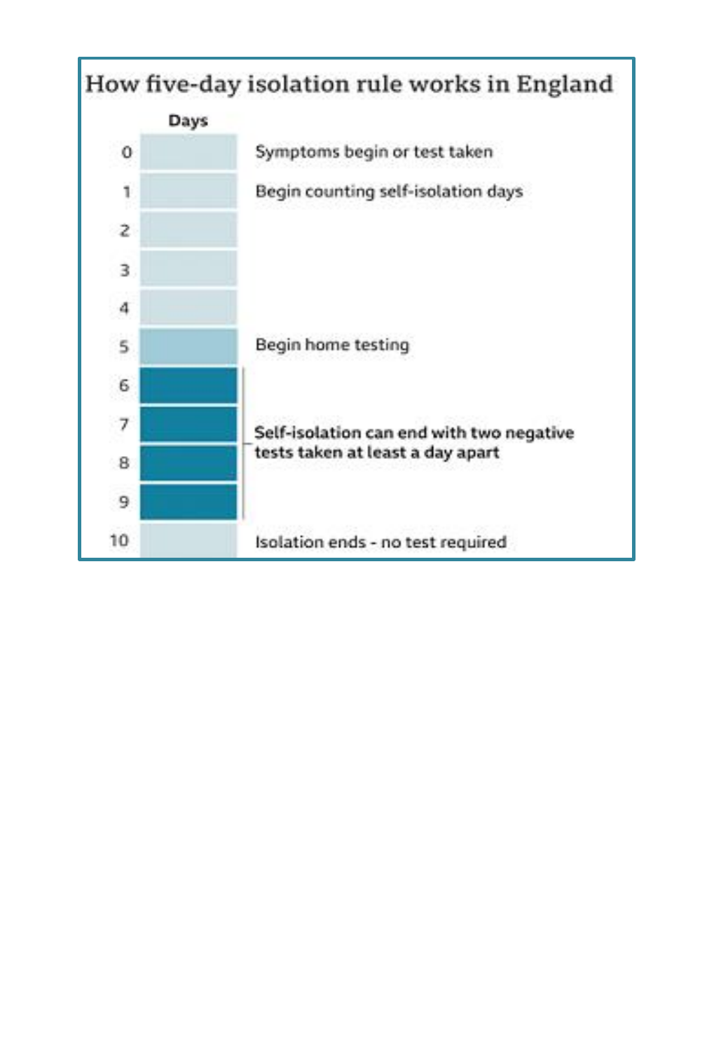How five-day isolation rule works in England

Days

0 Symptoms begin or test taken

1 Begin counting self-isolation days

2

3

4

5 Begin home testing

6

7 Self-isolation can end with two negative tests taken at least a day apart

8

9

10 Isolation ends - no test required